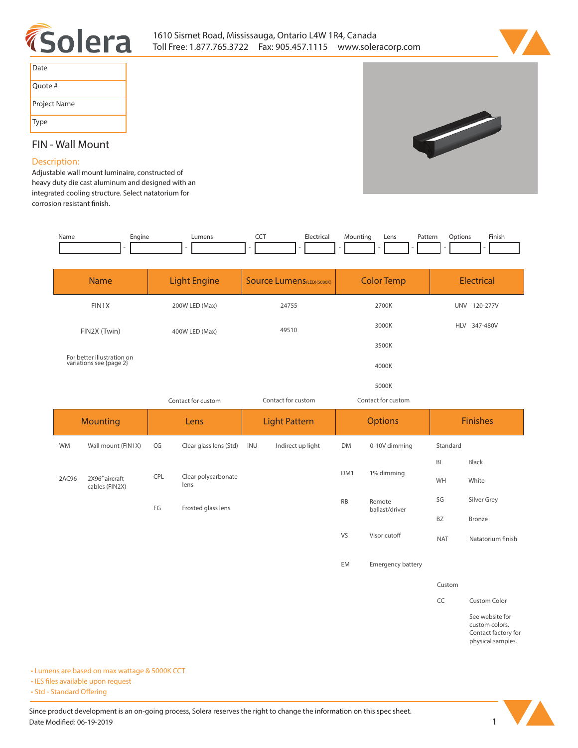Solera

1610 Sismet Road, Mississauga, Ontario L4W 1R4, Canada
Toll Free: 1.877.765.3722 Fax: 905.457.1115 www.soleracorp.com

| Date |
|---|
| Quote # |
| Project Name |
| Type |

## FIN - Wall Mount

### Description:

Adjustable wall mount luminaire, constructed of heavy duty die cast aluminum and designed with an integrated cooling structure. Select natatorium for corrosion resistant finish.

| Name | | Engine | | Lumens | | CCT | | Electrical | | Mounting | | Lens | | Pattern | | Options | | Finish |
|---|---|---|---|---|---|---|---|---|---|---|---|---|---|---|---|---|---|---|
| | - | | - | | - | | - | | - | | - | | - | | - | | - | |

| Name | Light Engine | Source Lumens(LED)(5000K) | Color Temp | Electrical |
|---|---|---|---|---|
| FIN1X | 200W LED (Max) | 24755 | 2700K | UNV 120-277V |
| FIN2X (Twin) | 400W LED (Max) | 49510 | 3000K | HLV 347-480V |
| For better illustration on variations see (page 2) | | | 3500K | |
| | | | 4000K | |
| | | | 5000K | |
| | Contact for custom | Contact for custom | Contact for custom | |

| Mounting | | Lens | | Light Pattern | | Options | | Finishes | |
|---|---|---|---|---|---|---|---|---|---|
| WM | Wall mount (FIN1X) | CG | Clear glass lens (Std) | INU | Indirect up light | DM | 0-10V dimming | Standard | |
| | | | | | | | | BL | Black |
| 2AC96 | 2X96" aircraft cables (FIN2X) | CPL | Clear polycarbonate lens | | | DM1 | 1% dimming | WH | White |
| | | FG | Frosted glass lens | | | RB | Remote ballast/driver | SG | Silver Grey |
| | | | | | | | | BZ | Bronze |
| | | | | | | VS | Visor cutoff | NAT | Natatorium finish |
| | | | | | | EM | Emergency battery | | |
| | | | | | | | | Custom | |
| | | | | | | | | CC | Custom Color |
| | | | | | | | | | See website for custom colors. Contact factory for physical samples. |

- Lumens are based on max wattage & 5000K CCT
- IES files available upon request
- Std - Standard Offering

Since product development is an on-going process, Solera reserves the right to change the information on this spec sheet.
Date Modified: 06-19-2019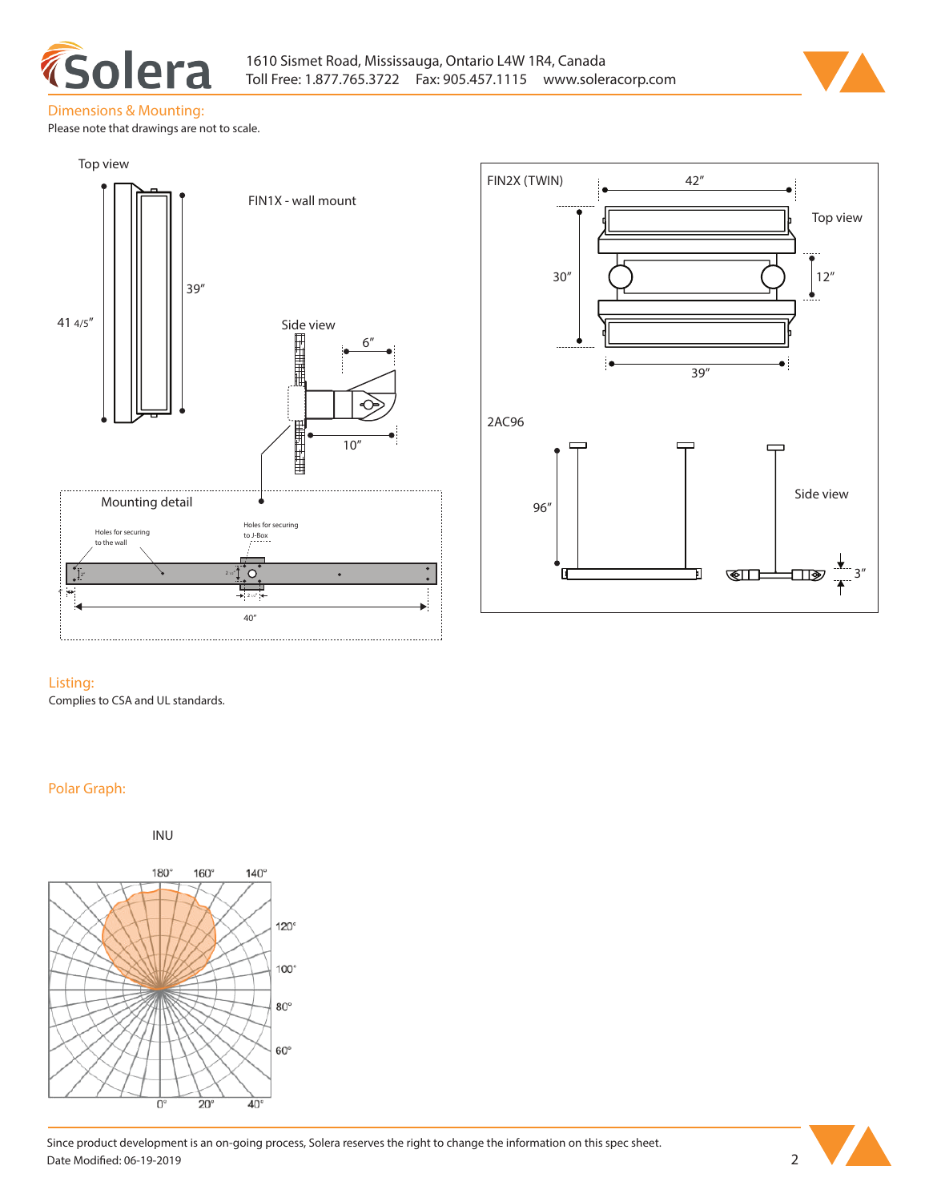## Dimensions & Mounting:

Please note that drawings are not to scale.

Top view

FIN1X - wall mount

41 4/5″

39″

Side view

6″

10″

Mounting detail

Holes for securing to the wall

Holes for securing to J-Box

40″

FIN2X (TWIN)

42″

Top view

30″

12″

39″

2AC96

96″

Side view

3″

## Listing:

Complies to CSA and UL standards.

## Polar Graph:

INU

180° 160° 140°

120°

100°

80°

60°

0° 20° 40°

Since product development is an on-going process, Solera reserves the right to change the information on this spec sheet.

Date Modified: 06-19-2019